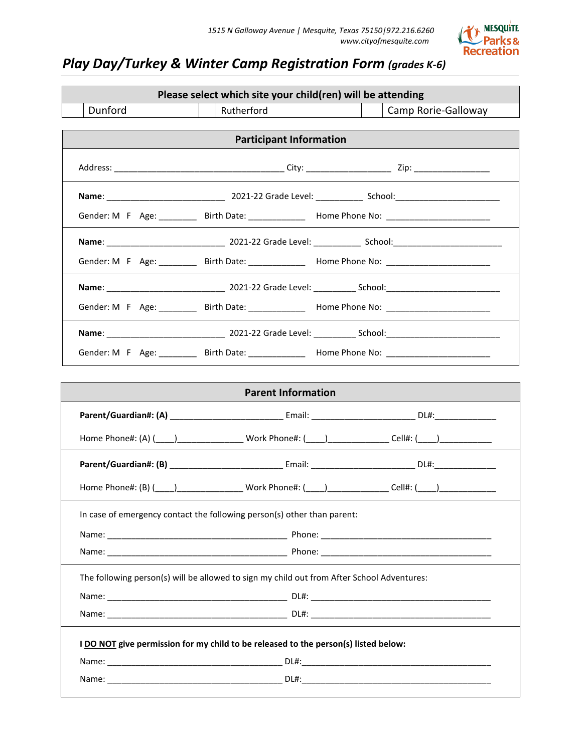1515 N Galloway Avenue | Mesquite, Texas 75150|972.216.6260
www.cityofmesquite.com

MESQUITE Parks & Recreation

# *Play Day/Turkey & Winter Camp Registration Form (grades K-6)*

| Please select which site your child(ren) will be attending | | | | | |
|---|---|---|---|---|---|
| | Dunford | | Rutherford | | Camp Rorie-Galloway |

## Participant Information

Address: ___________________________________ City: __________________ Zip: ________________

**Name**: _________________________ 2021-22 Grade Level: __________ School:______________________

Gender: M F Age: ________ Birth Date: ____________ Home Phone No: ______________________

**Name**: _________________________ 2021-22 Grade Level: __________ School:_______________________

Gender: M F Age: ________ Birth Date: ____________ Home Phone No: ______________________

**Name**: _________________________ 2021-22 Grade Level: _________ School:________________________

Gender: M F Age: ________ Birth Date: ____________ Home Phone No: ______________________

**Name**: _________________________ 2021-22 Grade Level: _________ School:________________________

Gender: M F Age: ________ Birth Date: ____________ Home Phone No: ______________________

## Parent Information

**Parent/Guardian#: (A)** ________________________ Email: ______________________ DL#:_____________

Home Phone#: (A) (____)______________ Work Phone#: (____)_____________ Cell#: (____)___________

**Parent/Guardian#: (B)** ________________________ Email: ______________________ DL#:_____________

Home Phone#: (B) (____)______________ Work Phone#: (____)_____________ Cell#: (____)____________

In case of emergency contact the following person(s) other than parent:

Name: ______________________________________ Phone: ____________________________________

Name: ______________________________________ Phone: ____________________________________

The following person(s) will be allowed to sign my child out from After School Adventures:

Name: ______________________________________ DL#: ______________________________________

Name: ______________________________________ DL#: ______________________________________

**I DO NOT give permission for my child to be released to the person(s) listed below:**

Name: _____________________________________ DL#:________________________________________

Name: _____________________________________ DL#:________________________________________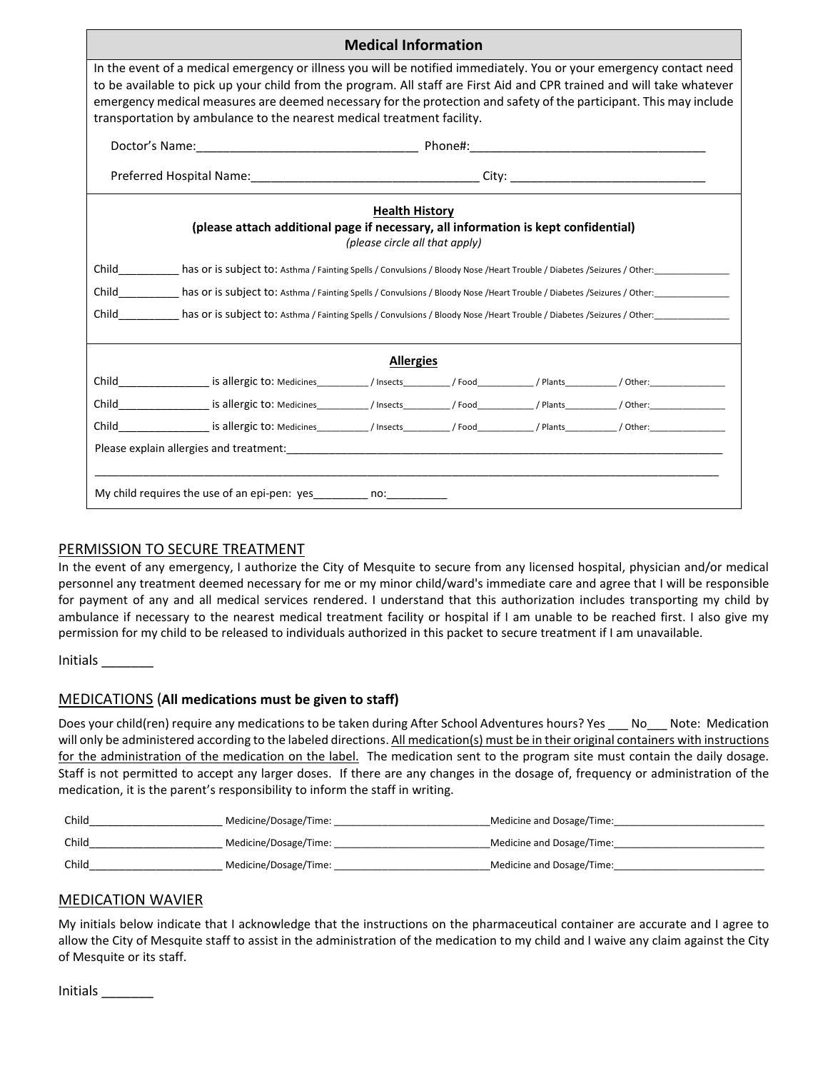## Medical Information

In the event of a medical emergency or illness you will be notified immediately. You or your emergency contact need to be available to pick up your child from the program. All staff are First Aid and CPR trained and will take whatever emergency medical measures are deemed necessary for the protection and safety of the participant. This may include transportation by ambulance to the nearest medical treatment facility.

Doctor's Name:_________________________________ Phone#:____________________________________

Preferred Hospital Name:__________________________________ City: _____________________________

### Health History

**(please attach additional page if necessary, all information is kept confidential)**

*(please circle all that apply)*

Child__________ has or is subject to: Asthma / Fainting Spells / Convulsions / Bloody Nose /Heart Trouble / Diabetes /Seizures / Other:_______________

Child__________ has or is subject to: Asthma / Fainting Spells / Convulsions / Bloody Nose /Heart Trouble / Diabetes /Seizures / Other:_______________

Child__________ has or is subject to: Asthma / Fainting Spells / Convulsions / Bloody Nose /Heart Trouble / Diabetes /Seizures / Other:_______________

### Allergies

Child_______________ is allergic to: Medicines__________ / Insects_________ / Food___________ / Plants__________ / Other:_______________

Child_______________ is allergic to: Medicines__________ / Insects_________ / Food___________ / Plants__________ / Other:_______________

Child_______________ is allergic to: Medicines__________ / Insects_________ / Food___________ / Plants__________ / Other:_______________

Please explain allergies and treatment:___________________________________________________________________________

_____________________________________________________________________________________________________

My child requires the use of an epi-pen: yes_________ no:__________

## PERMISSION TO SECURE TREATMENT

In the event of any emergency, I authorize the City of Mesquite to secure from any licensed hospital, physician and/or medical personnel any treatment deemed necessary for me or my minor child/ward's immediate care and agree that I will be responsible for payment of any and all medical services rendered. I understand that this authorization includes transporting my child by ambulance if necessary to the nearest medical treatment facility or hospital if I am unable to be reached first. I also give my permission for my child to be released to individuals authorized in this packet to secure treatment if I am unavailable.

Initials _______

## MEDICATIONS (**All medications must be given to staff)**

Does your child(ren) require any medications to be taken during After School Adventures hours? Yes ___ No___ Note: Medication will only be administered according to the labeled directions. <u>All medication(s) must be in their original containers with instructions for the administration of the medication on the label.</u> The medication sent to the program site must contain the daily dosage. Staff is not permitted to accept any larger doses. If there are any changes in the dosage of, frequency or administration of the medication, it is the parent's responsibility to inform the staff in writing.

Child______________________ Medicine/Dosage/Time: ____________________________Medicine and Dosage/Time:___________________________

Child______________________ Medicine/Dosage/Time: ____________________________Medicine and Dosage/Time:___________________________

Child______________________ Medicine/Dosage/Time: ____________________________Medicine and Dosage/Time:___________________________

## MEDICATION WAVIER

My initials below indicate that I acknowledge that the instructions on the pharmaceutical container are accurate and I agree to allow the City of Mesquite staff to assist in the administration of the medication to my child and I waive any claim against the City of Mesquite or its staff.

Initials _______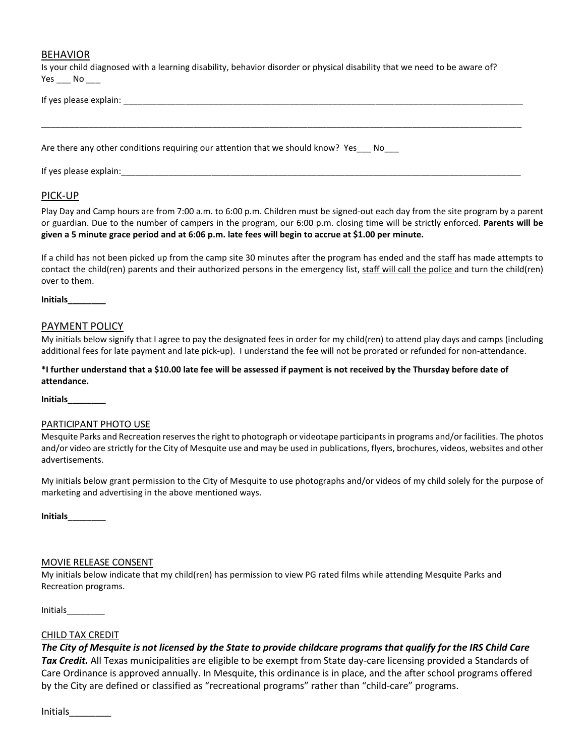## BEHAVIOR

Is your child diagnosed with a learning disability, behavior disorder or physical disability that we need to be aware of?
Yes ___ No ___

If yes please explain: ___________________________________________________________________________________________

___________________________________________________________________________________________________________

Are there any other conditions requiring our attention that we should know? Yes___ No___

If yes please explain:___________________________________________________________________________________________

## PICK-UP

Play Day and Camp hours are from 7:00 a.m. to 6:00 p.m. Children must be signed-out each day from the site program by a parent or guardian. Due to the number of campers in the program, our 6:00 p.m. closing time will be strictly enforced. **Parents will be given a 5 minute grace period and at 6:06 p.m. late fees will begin to accrue at $1.00 per minute.**

If a child has not been picked up from the camp site 30 minutes after the program has ended and the staff has made attempts to contact the child(ren) parents and their authorized persons in the emergency list, staff will call the police and turn the child(ren) over to them.

**Initials________**

## PAYMENT POLICY

My initials below signify that I agree to pay the designated fees in order for my child(ren) to attend play days and camps (including additional fees for late payment and late pick-up). I understand the fee will not be prorated or refunded for non-attendance.

**\*I further understand that a $10.00 late fee will be assessed if payment is not received by the Thursday before date of attendance.**

**Initials________**

## PARTICIPANT PHOTO USE

Mesquite Parks and Recreation reserves the right to photograph or videotape participants in programs and/or facilities. The photos and/or video are strictly for the City of Mesquite use and may be used in publications, flyers, brochures, videos, websites and other advertisements.

My initials below grant permission to the City of Mesquite to use photographs and/or videos of my child solely for the purpose of marketing and advertising in the above mentioned ways.

**Initials**________

## MOVIE RELEASE CONSENT

My initials below indicate that my child(ren) has permission to view PG rated films while attending Mesquite Parks and Recreation programs.

Initials________

## CHILD TAX CREDIT

***The City of Mesquite is not licensed by the State to provide childcare programs that qualify for the IRS Child Care Tax Credit.*** All Texas municipalities are eligible to be exempt from State day-care licensing provided a Standards of Care Ordinance is approved annually. In Mesquite, this ordinance is in place, and the after school programs offered by the City are defined or classified as "recreational programs" rather than "child-care" programs.

Initials________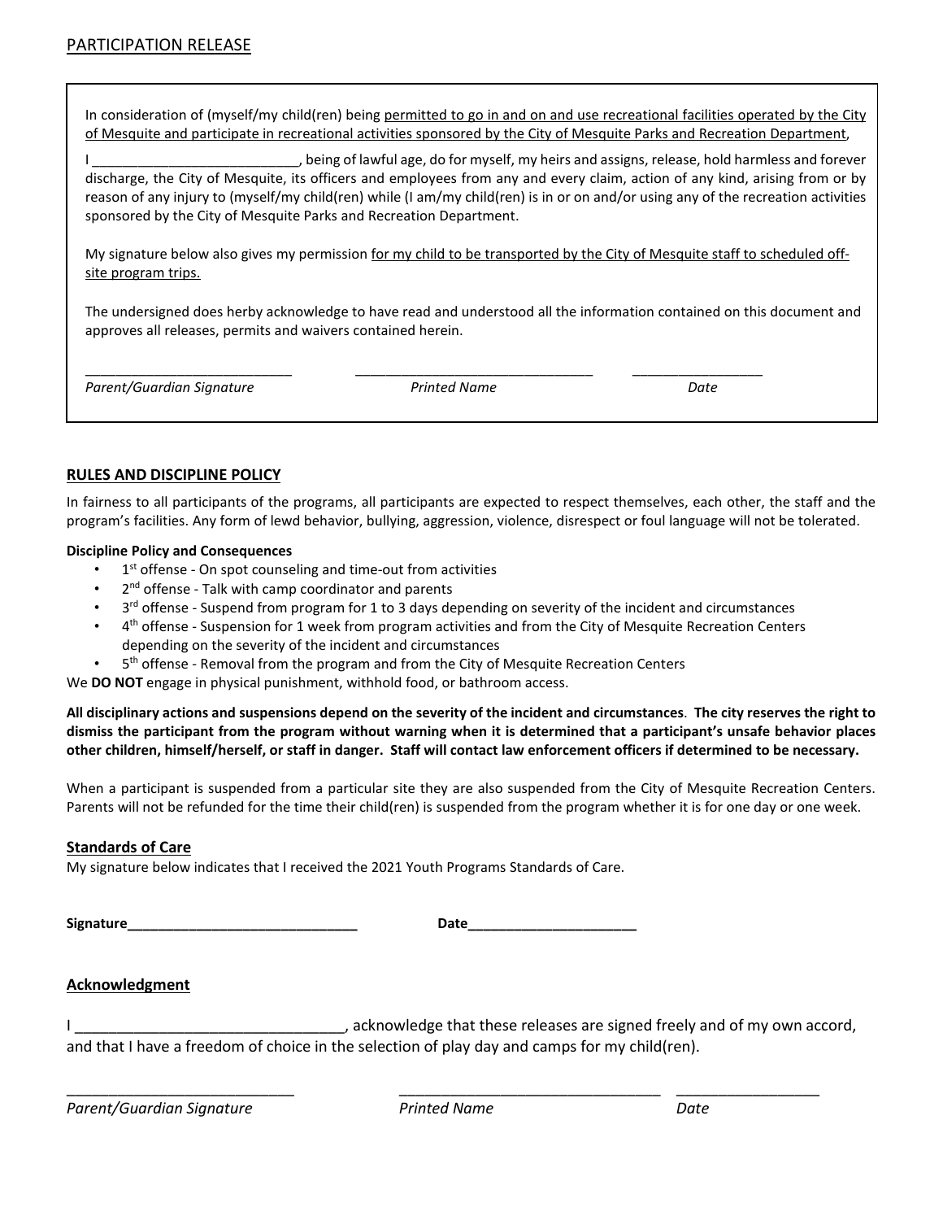## PARTICIPATION RELEASE

In consideration of (myself/my child(ren) being permitted to go in and on and use recreational facilities operated by the City of Mesquite and participate in recreational activities sponsored by the City of Mesquite Parks and Recreation Department,

I ___________________________, being of lawful age, do for myself, my heirs and assigns, release, hold harmless and forever discharge, the City of Mesquite, its officers and employees from any and every claim, action of any kind, arising from or by reason of any injury to (myself/my child(ren) while (I am/my child(ren) is in or on and/or using any of the recreation activities sponsored by the City of Mesquite Parks and Recreation Department.

My signature below also gives my permission for my child to be transported by the City of Mesquite staff to scheduled off-site program trips.

The undersigned does herby acknowledge to have read and understood all the information contained on this document and approves all releases, permits and waivers contained herein.

___________________________ ______________________________ _________________

*Parent/Guardian Signature* *Printed Name* *Date*

### RULES AND DISCIPLINE POLICY

In fairness to all participants of the programs, all participants are expected to respect themselves, each other, the staff and the program's facilities. Any form of lewd behavior, bullying, aggression, violence, disrespect or foul language will not be tolerated.

**Discipline Policy and Consequences**

- 1st offense - On spot counseling and time-out from activities
- 2nd offense - Talk with camp coordinator and parents
- 3rd offense - Suspend from program for 1 to 3 days depending on severity of the incident and circumstances
- 4th offense - Suspension for 1 week from program activities and from the City of Mesquite Recreation Centers depending on the severity of the incident and circumstances
- 5th offense - Removal from the program and from the City of Mesquite Recreation Centers

We **DO NOT** engage in physical punishment, withhold food, or bathroom access.

**All disciplinary actions and suspensions depend on the severity of the incident and circumstances. The city reserves the right to dismiss the participant from the program without warning when it is determined that a participant's unsafe behavior places other children, himself/herself, or staff in danger. Staff will contact law enforcement officers if determined to be necessary.**

When a participant is suspended from a particular site they are also suspended from the City of Mesquite Recreation Centers. Parents will not be refunded for the time their child(ren) is suspended from the program whether it is for one day or one week.

### Standards of Care

My signature below indicates that I received the 2021 Youth Programs Standards of Care.

**Signature______________________________** **Date______________________**

### Acknowledgment

I ________________________________, acknowledge that these releases are signed freely and of my own accord, and that I have a freedom of choice in the selection of play day and camps for my child(ren).

___________________________ ________________________________ _________________

*Parent/Guardian Signature* *Printed Name* *Date*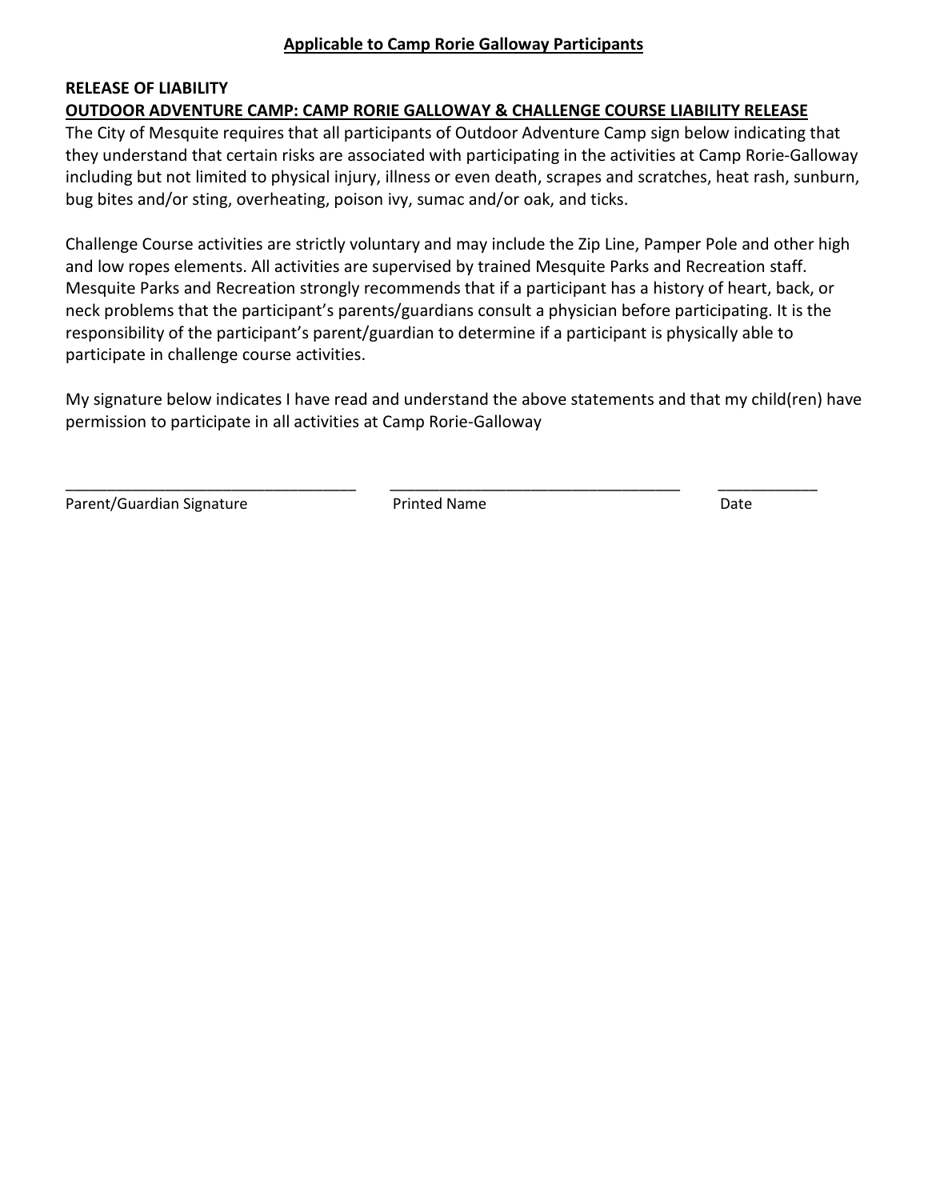**Applicable to Camp Rorie Galloway Participants**

**RELEASE OF LIABILITY**

**OUTDOOR ADVENTURE CAMP: CAMP RORIE GALLOWAY & CHALLENGE COURSE LIABILITY RELEASE**

The City of Mesquite requires that all participants of Outdoor Adventure Camp sign below indicating that they understand that certain risks are associated with participating in the activities at Camp Rorie-Galloway including but not limited to physical injury, illness or even death, scrapes and scratches, heat rash, sunburn, bug bites and/or sting, overheating, poison ivy, sumac and/or oak, and ticks.

Challenge Course activities are strictly voluntary and may include the Zip Line, Pamper Pole and other high and low ropes elements. All activities are supervised by trained Mesquite Parks and Recreation staff. Mesquite Parks and Recreation strongly recommends that if a participant has a history of heart, back, or neck problems that the participant's parents/guardians consult a physician before participating. It is the responsibility of the participant's parent/guardian to determine if a participant is physically able to participate in challenge course activities.

My signature below indicates I have read and understand the above statements and that my child(ren) have permission to participate in all activities at Camp Rorie-Galloway

\_\_\_\_\_\_\_\_\_\_\_\_\_\_\_\_\_\_\_\_\_\_\_\_\_\_\_\_\_\_\_\_\_\_ \_\_\_\_\_\_\_\_\_\_\_\_\_\_\_\_\_\_\_\_\_\_\_\_\_\_\_\_\_\_\_\_\_\_ \_\_\_\_\_\_\_\_\_\_\_

Parent/Guardian Signature Printed Name Date